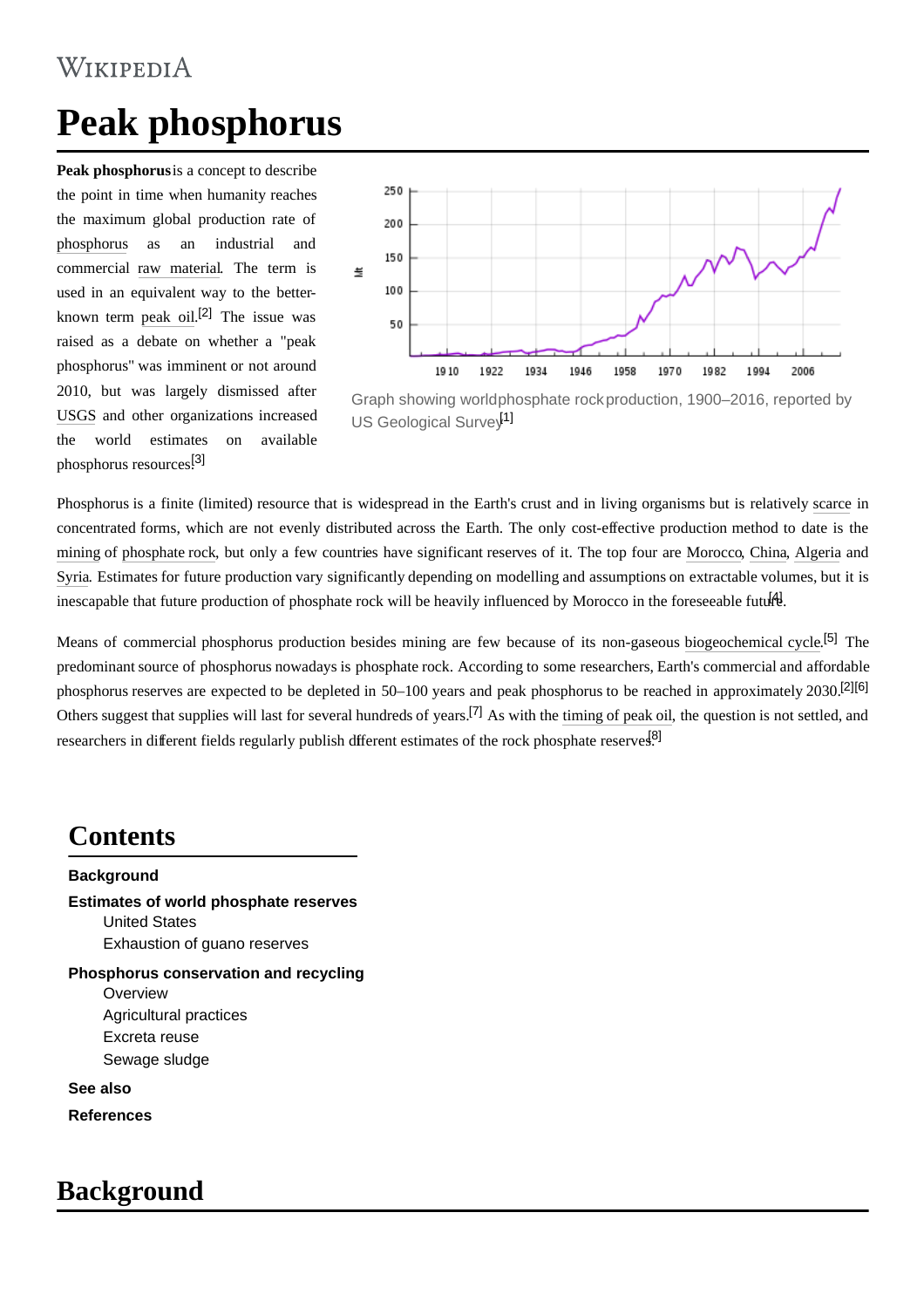# Peak phosphorus

**Peak phosphorus** is a concept to describe the point in time when humanity reaches the maximum global production rate of phosphorus as an industrial and commercial raw material. The term is used in an equivalent way to the better-known term peak oil.[2] The issue was raised as a debate on whether a "peak phosphorus" was imminent or not around 2010, but was largely dismissed after USGS and other organizations increased the world estimates on available phosphorus resources.[3]

Graph showing world phosphate rock production, 1900–2016, reported by US Geological Survey[1]

Phosphorus is a finite (limited) resource that is widespread in the Earth's crust and in living organisms but is relatively scarce in concentrated forms, which are not evenly distributed across the Earth. The only cost-effective production method to date is the mining of phosphate rock, but only a few countries have significant reserves of it. The top four are Morocco, China, Algeria and Syria. Estimates for future production vary significantly depending on modelling and assumptions on extractable volumes, but it is inescapable that future production of phosphate rock will be heavily influenced by Morocco in the foreseeable future.[4]

Means of commercial phosphorus production besides mining are few because of its non-gaseous biogeochemical cycle.[5] The predominant source of phosphorus nowadays is phosphate rock. According to some researchers, Earth's commercial and affordable phosphorus reserves are expected to be depleted in 50–100 years and peak phosphorus to be reached in approximately 2030.[2][6] Others suggest that supplies will last for several hundreds of years.[7] As with the timing of peak oil, the question is not settled, and researchers in different fields regularly publish different estimates of the rock phosphate reserves.[8]

## Contents

**Background**

**Estimates of world phosphate reserves**
- United States
- Exhaustion of guano reserves

**Phosphorus conservation and recycling**
- Overview
- Agricultural practices
- Excreta reuse
- Sewage sludge

**See also**

**References**

## Background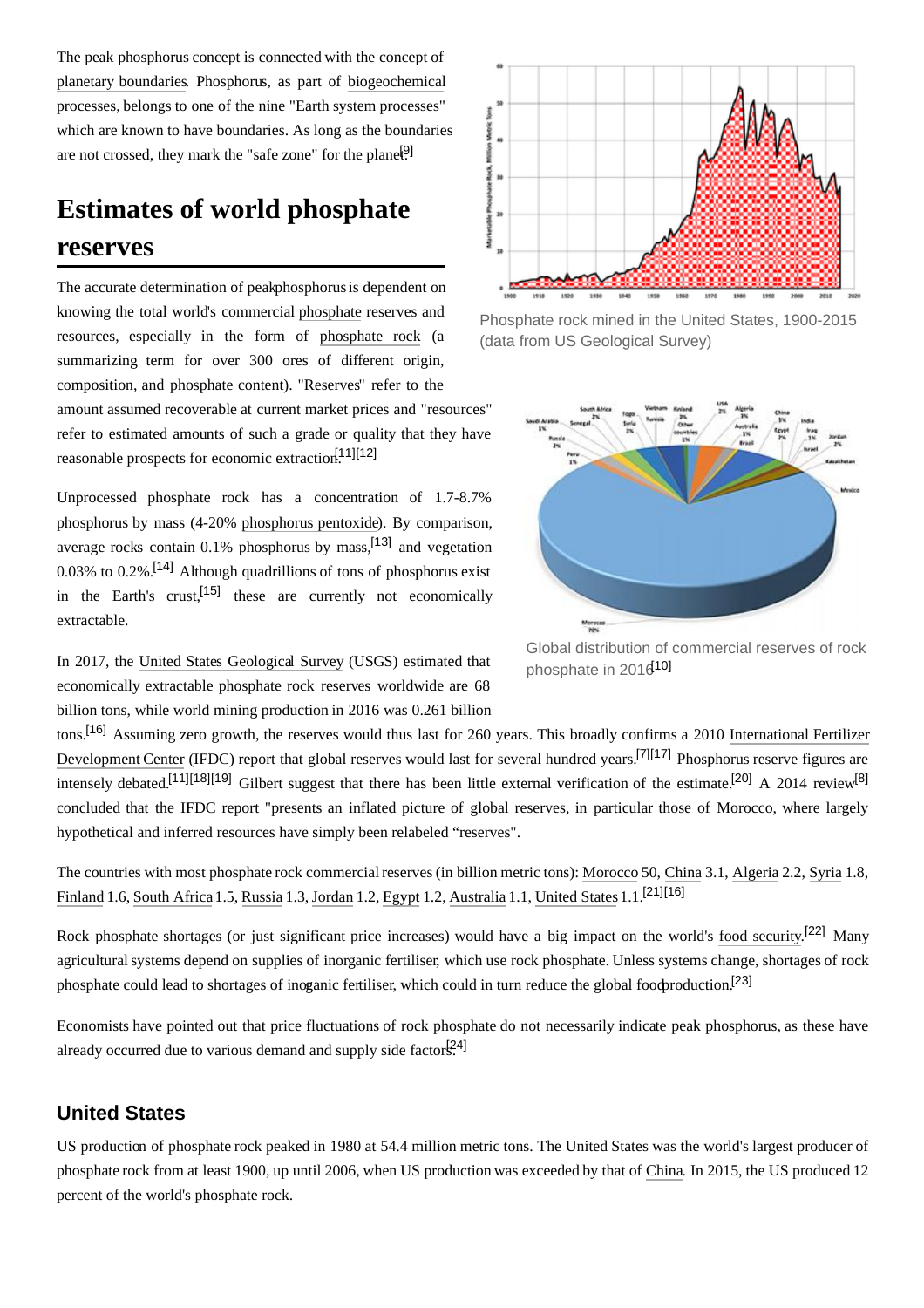The peak phosphorus concept is connected with the concept of planetary boundaries. Phosphorus, as part of biogeochemical processes, belongs to one of the nine "Earth system processes" which are known to have boundaries. As long as the boundaries are not crossed, they mark the "safe zone" for the planet.[9]

## Estimates of world phosphate reserves

Phosphate rock mined in the United States, 1900-2015 (data from US Geological Survey)

The accurate determination of peak phosphorus is dependent on knowing the total world's commercial phosphate reserves and resources, especially in the form of phosphate rock (a summarizing term for over 300 ores of different origin, composition, and phosphate content). "Reserves" refer to the amount assumed recoverable at current market prices and "resources" refer to estimated amounts of such a grade or quality that they have reasonable prospects for economic extraction.[11][12]

Global distribution of commercial reserves of rock phosphate in 2016[10]

Unprocessed phosphate rock has a concentration of 1.7-8.7% phosphorus by mass (4-20% phosphorus pentoxide). By comparison, average rocks contain 0.1% phosphorus by mass,[13] and vegetation 0.03% to 0.2%.[14] Although quadrillions of tons of phosphorus exist in the Earth's crust,[15] these are currently not economically extractable.

In 2017, the United States Geological Survey (USGS) estimated that economically extractable phosphate rock reserves worldwide are 68 billion tons, while world mining production in 2016 was 0.261 billion tons.[16] Assuming zero growth, the reserves would thus last for 260 years. This broadly confirms a 2010 International Fertilizer Development Center (IFDC) report that global reserves would last for several hundred years.[7][17] Phosphorus reserve figures are intensely debated.[11][18][19] Gilbert suggest that there has been little external verification of the estimate.[20] A 2014 review[8] concluded that the IFDC report "presents an inflated picture of global reserves, in particular those of Morocco, where largely hypothetical and inferred resources have simply been relabeled "reserves".

The countries with most phosphate rock commercial reserves (in billion metric tons): Morocco 50, China 3.1, Algeria 2.2, Syria 1.8, Finland 1.6, South Africa 1.5, Russia 1.3, Jordan 1.2, Egypt 1.2, Australia 1.1, United States 1.1.[21][16]

Rock phosphate shortages (or just significant price increases) would have a big impact on the world's food security.[22] Many agricultural systems depend on supplies of inorganic fertiliser, which use rock phosphate. Unless systems change, shortages of rock phosphate could lead to shortages of inorganic fertiliser, which could in turn reduce the global food production.[23]

Economists have pointed out that price fluctuations of rock phosphate do not necessarily indicate peak phosphorus, as these have already occurred due to various demand and supply side factors.[24]

### United States

US production of phosphate rock peaked in 1980 at 54.4 million metric tons. The United States was the world's largest producer of phosphate rock from at least 1900, up until 2006, when US production was exceeded by that of China. In 2015, the US produced 12 percent of the world's phosphate rock.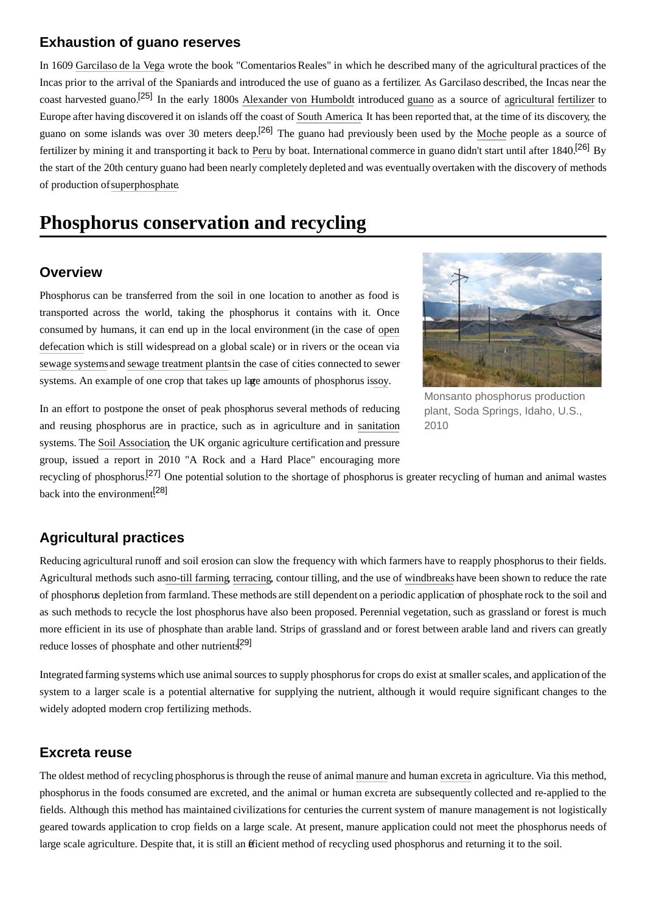### Exhaustion of guano reserves

In 1609 Garcilaso de la Vega wrote the book "Comentarios Reales" in which he described many of the agricultural practices of the Incas prior to the arrival of the Spaniards and introduced the use of guano as a fertilizer. As Garcilaso described, the Incas near the coast harvested guano.[25] In the early 1800s Alexander von Humboldt introduced guano as a source of agricultural fertilizer to Europe after having discovered it on islands off the coast of South America. It has been reported that, at the time of its discovery, the guano on some islands was over 30 meters deep.[26] The guano had previously been used by the Moche people as a source of fertilizer by mining it and transporting it back to Peru by boat. International commerce in guano didn't start until after 1840.[26] By the start of the 20th century guano had been nearly completely depleted and was eventually overtaken with the discovery of methods of production of superphosphate.

## Phosphorus conservation and recycling

### Overview

Phosphorus can be transferred from the soil in one location to another as food is transported across the world, taking the phosphorus it contains with it. Once consumed by humans, it can end up in the local environment (in the case of open defecation which is still widespread on a global scale) or in rivers or the ocean via sewage systems and sewage treatment plants in the case of cities connected to sewer systems. An example of one crop that takes up large amounts of phosphorus is soy.

Monsanto phosphorus production plant, Soda Springs, Idaho, U.S., 2010

In an effort to postpone the onset of peak phosphorus several methods of reducing and reusing phosphorus are in practice, such as in agriculture and in sanitation systems. The Soil Association, the UK organic agriculture certification and pressure group, issued a report in 2010 "A Rock and a Hard Place" encouraging more recycling of phosphorus.[27] One potential solution to the shortage of phosphorus is greater recycling of human and animal wastes back into the environment.[28]

### Agricultural practices

Reducing agricultural runoff and soil erosion can slow the frequency with which farmers have to reapply phosphorus to their fields. Agricultural methods such as no-till farming, terracing, contour tilling, and the use of windbreaks have been shown to reduce the rate of phosphorus depletion from farmland. These methods are still dependent on a periodic application of phosphate rock to the soil and as such methods to recycle the lost phosphorus have also been proposed. Perennial vegetation, such as grassland or forest is much more efficient in its use of phosphate than arable land. Strips of grassland and or forest between arable land and rivers can greatly reduce losses of phosphate and other nutrients.[29]

Integrated farming systems which use animal sources to supply phosphorus for crops do exist at smaller scales, and application of the system to a larger scale is a potential alternative for supplying the nutrient, although it would require significant changes to the widely adopted modern crop fertilizing methods.

### Excreta reuse

The oldest method of recycling phosphorus is through the reuse of animal manure and human excreta in agriculture. Via this method, phosphorus in the foods consumed are excreted, and the animal or human excreta are subsequently collected and re-applied to the fields. Although this method has maintained civilizations for centuries the current system of manure management is not logistically geared towards application to crop fields on a large scale. At present, manure application could not meet the phosphorus needs of large scale agriculture. Despite that, it is still an efficient method of recycling used phosphorus and returning it to the soil.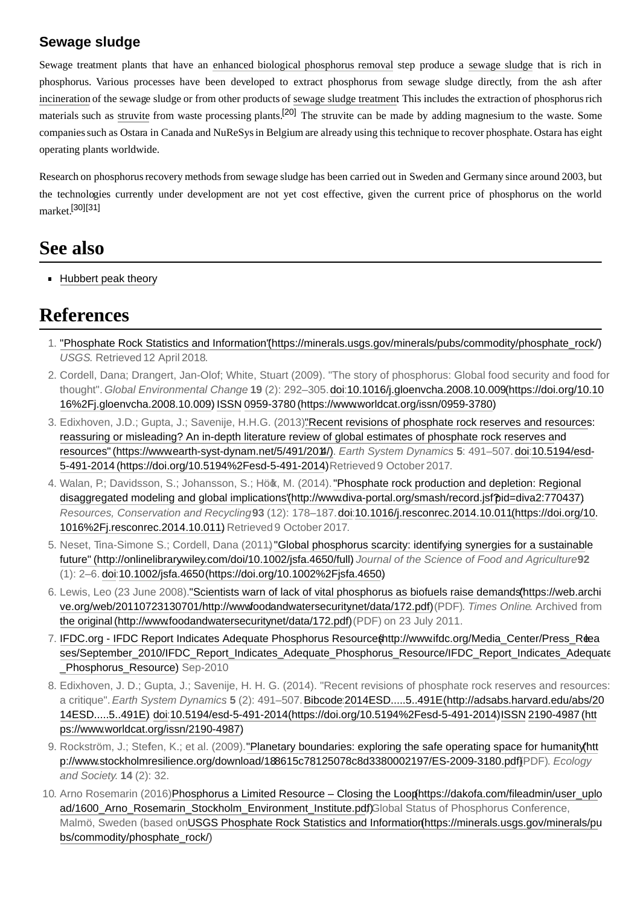### Sewage sludge

Sewage treatment plants that have an enhanced biological phosphorus removal step produce a sewage sludge that is rich in phosphorus. Various processes have been developed to extract phosphorus from sewage sludge directly, from the ash after incineration of the sewage sludge or from other products of sewage sludge treatment. This includes the extraction of phosphorus rich materials such as struvite from waste processing plants.[20] The struvite can be made by adding magnesium to the waste. Some companies such as Ostara in Canada and NuReSys in Belgium are already using this technique to recover phosphate. Ostara has eight operating plants worldwide.

Research on phosphorus recovery methods from sewage sludge has been carried out in Sweden and Germany since around 2003, but the technologies currently under development are not yet cost effective, given the current price of phosphorus on the world market.[30][31]

## See also

- Hubbert peak theory

## References

1. "Phosphate Rock Statistics and Information" (https://minerals.usgs.gov/minerals/pubs/commodity/phosphate_rock/). *USGS.* Retrieved 12 April 2018.
2. Cordell, Dana; Drangert, Jan-Olof; White, Stuart (2009). "The story of phosphorus: Global food security and food for thought". *Global Environmental Change* **19** (2): 292–305. doi:10.1016/j.gloenvcha.2008.10.009 (https://doi.org/10.1016%2Fj.gloenvcha.2008.10.009). ISSN 0959-3780 (https://www.worldcat.org/issn/0959-3780).
3. Edixhoven, J.D.; Gupta, J.; Savenije, H.H.G. (2013). "Recent revisions of phosphate rock reserves and resources: reassuring or misleading? An in-depth literature review of global estimates of phosphate rock reserves and resources" (https://www.earth-syst-dynam.net/5/491/2014/). *Earth System Dynamics* **5**: 491–507. doi:10.5194/esd-5-491-2014 (https://doi.org/10.5194%2Fesd-5-491-2014). Retrieved 9 October 2017.
4. Walan, P.; Davidsson, S.; Johansson, S.; Höök, M. (2014). "Phosphate rock production and depletion: Regional disaggregated modeling and global implications" (http://www.diva-portal.org/smash/record.jsf?pid=diva2:770437). *Resources, Conservation and Recycling* **93** (12): 178–187. doi:10.1016/j.resconrec.2014.10.011 (https://doi.org/10.1016%2Fj.resconrec.2014.10.011). Retrieved 9 October 2017.
5. Neset, Tina-Simone S.; Cordell, Dana (2011). "Global phosphorus scarcity: identifying synergies for a sustainable future" (http://onlinelibrary.wiley.com/doi/10.1002/jsfa.4650/full). *Journal of the Science of Food and Agriculture* **92** (1): 2–6. doi:10.1002/jsfa.4650 (https://doi.org/10.1002%2Fjsfa.4650).
6. Lewis, Leo (23 June 2008). "Scientists warn of lack of vital phosphorus as biofuels raise demands" (https://web.archive.org/web/20110723130701/http://www.foodandwatersecurity.net/data/172.pdf) (PDF). *Times Online*. Archived from the original (http://www.foodandwatersecurity.net/data/172.pdf) (PDF) on 23 July 2011.
7. IFDC.org - IFDC Report Indicates Adequate Phosphorus Resources (http://www.ifdc.org/Media_Center/Press_Releases/September_2010/IFDC_Report_Indicates_Adequate_Phosphorus_Resource/IFDC_Report_Indicates_Adequate_Phosphorus_Resource) Sep-2010
8. Edixhoven, J. D.; Gupta, J.; Savenije, H. H. G. (2014). "Recent revisions of phosphate rock reserves and resources: a critique". *Earth System Dynamics* **5** (2): 491–507. Bibcode:2014ESD.....5..491E (http://adsabs.harvard.edu/abs/2014ESD.....5..491E). doi:10.5194/esd-5-491-2014 (https://doi.org/10.5194%2Fesd-5-491-2014). ISSN 2190-4987 (https://www.worldcat.org/issn/2190-4987).
9. Rockström, J.; Steffen, K.; et al. (2009). "Planetary boundaries: exploring the safe operating space for humanity" (http://www.stockholmresilience.org/download/18.8615c78125078c8d3380002197/ES-2009-3180.pdf) (PDF). *Ecology and Society*. **14** (2): 32.
10. Arno Rosemarin (2016) Phosphorus a Limited Resource – Closing the Loop (https://dakofa.com/fileadmin/user_upload/1600_Arno_Rosemarin_Stockholm_Environment_Institute.pdf) Global Status of Phosphorus Conference, Malmö, Sweden (based on USGS Phosphate Rock Statistics and Information (https://minerals.usgs.gov/minerals/pubs/commodity/phosphate_rock/))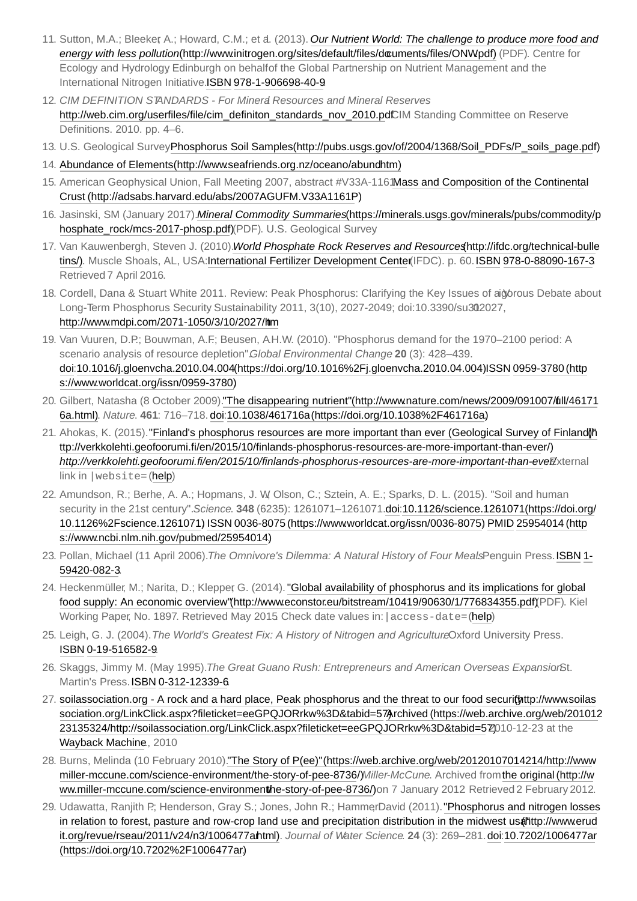11. Sutton, M.A.; Bleeker, A.; Howard, C.M.; et al. (2013). *Our Nutrient World: The challenge to produce more food and energy with less pollution* (http://www.initrogen.org/sites/default/files/documents/files/ONW.pdf) (PDF). Centre for Ecology and Hydrology, Edinburgh on behalf of the Global Partnership on Nutrient Management and the International Nitrogen Initiative. ISBN 978-1-906698-40-9.
12. *CIM DEFINITION STANDARDS - For Mineral Resources and Mineral Reserves* http://web.cim.org/userfiles/file/cim_definiton_standards_nov_2010.pdf CIM Standing Committee on Reserve Definitions. 2010. pp. 4–6.
13. U.S. Geological Survey Phosphorus Soil Samples (http://pubs.usgs.gov/of/2004/1368/Soil_PDFs/P_soils_page.pdf)
14. Abundance of Elements (http://www.seafriends.org.nz/oceano/abund.htm)
15. American Geophysical Union, Fall Meeting 2007, abstract #V33A-1161. Mass and Composition of the Continental Crust (http://adsabs.harvard.edu/abs/2007AGUFM.V33A1161P)
16. Jasinski, SM (January 2017). *Mineral Commodity Summaries* (https://minerals.usgs.gov/minerals/pubs/commodity/phosphate_rock/mcs-2017-phosp.pdf) (PDF). U.S. Geological Survey.
17. Van Kauwenbergh, Steven J. (2010). *World Phosphate Rock Reserves and Resources* (http://ifdc.org/technical-bulletins/). Muscle Shoals, AL, USA: International Fertilizer Development Center (IFDC). p. 60. ISBN 978-0-88090-167-3. Retrieved 7 April 2016.
18. Cordell, Dana & Stuart White 2011. Review: Peak Phosphorus: Clarifying the Key Issues of a Vigorous Debate about Long-Term Phosphorus Security. Sustainability 2011, 3(10), 2027-2049; doi:10.3390/su3102027, http://www.mdpi.com/2071-1050/3/10/2027/htm
19. Van Vuuren, D.P.; Bouwman, A.F.; Beusen, A.H.W. (2010). "Phosphorus demand for the 1970–2100 period: A scenario analysis of resource depletion". *Global Environmental Change*. **20** (3): 428–439. doi:10.1016/j.gloenvcha.2010.04.004 (https://doi.org/10.1016%2Fj.gloenvcha.2010.04.004). ISSN 0959-3780 (https://www.worldcat.org/issn/0959-3780).
20. Gilbert, Natasha (8 October 2009). "The disappearing nutrient" (http://www.nature.com/news/2009/091007/full/461716a.html). *Nature*. **461**: 716–718. doi:10.1038/461716a (https://doi.org/10.1038%2F461716a).
21. Ahokas, K. (2015). "Finland's phosphorus resources are more important than ever (Geological Survey of Finland)" (http://verkkolehti.geofoorumi.fi/en/2015/10/finlands-phosphorus-resources-are-more-important-than-ever/). *http://verkkolehti.geofoorumi.fi/en/2015/10/finlands-phosphorus-resources-are-more-important-than-ever/*. External link in `|website=` (help)
22. Amundson, R.; Berhe, A. A.; Hopmans, J. W.; Olson, C.; Sztein, A. E.; Sparks, D. L. (2015). "Soil and human security in the 21st century". *Science*. **348** (6235): 1261071–1261071. doi:10.1126/science.1261071 (https://doi.org/10.1126%2Fscience.1261071). ISSN 0036-8075 (https://www.worldcat.org/issn/0036-8075). PMID 25954014 (https://www.ncbi.nlm.nih.gov/pubmed/25954014).
23. Pollan, Michael (11 April 2006). *The Omnivore's Dilemma: A Natural History of Four Meals*. Penguin Press. ISBN 1-59420-082-3.
24. Heckenmüller, M.; Narita, D.; Klepper, G. (2014). "Global availability of phosphorus and its implications for global food supply: An economic overview" (http://www.econstor.eu/bitstream/10419/90630/1/776834355.pdf) (PDF). Kiel Working Paper, No. 1897. Retrieved May 2015. Check date values in: `|access-date=` (help)
25. Leigh, G. J. (2004). *The World's Greatest Fix: A History of Nitrogen and Agriculture*. Oxford University Press. ISBN 0-19-516582-9.
26. Skaggs, Jimmy M. (May 1995). *The Great Guano Rush: Entrepreneurs and American Overseas Expansion*. St. Martin's Press. ISBN 0-312-12339-6.
27. soilassociation.org - A rock and a hard place, Peak phosphorus and the threat to our food security (http://www.soilassociation.org/LinkClick.aspx?fileticket=eeGPQJORrkw%3D&tabid=57) Archived (https://web.archive.org/web/20101223135324/http://soilassociation.org/LinkClick.aspx?fileticket=eeGPQJORrkw%3D&tabid=57) 2010-12-23 at the Wayback Machine, 2010
28. Burns, Melinda (10 February 2010). "The Story of P(ee)" (https://web.archive.org/web/20120107014214/http://www.miller-mccune.com/science-environment/the-story-of-pee-8736/). *Miller-McCune*. Archived from the original (http://www.miller-mccune.com/science-environment/the-story-of-pee-8736/) on 7 January 2012. Retrieved 2 February 2012.
29. Udawatta, Ranjith P.; Henderson, Gray S.; Jones, John R.; Hammer, David (2011). "Phosphorus and nitrogen losses in relation to forest, pasture and row-crop land use and precipitation distribution in the midwest usa" (http://www.erudit.org/revue/rseau/2011/v24/n3/1006477ar.html). *Journal of Water Science*. **24** (3): 269–281. doi:10.7202/1006477ar (https://doi.org/10.7202%2F1006477ar).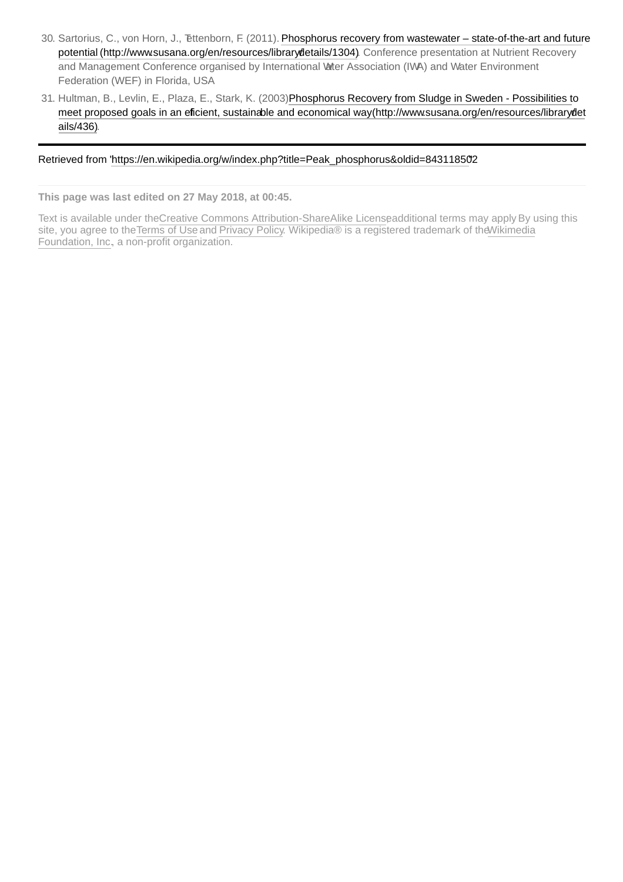30. Sartorius, C., von Horn, J., Tettenborn, F. (2011). Phosphorus recovery from wastewater – state-of-the-art and future potential (http://www.susana.org/en/resources/library/details/1304). Conference presentation at Nutrient Recovery and Management Conference organised by International Water Association (IWA) and Water Environment Federation (WEF) in Florida, USA
31. Hultman, B., Levlin, E., Plaza, E., Stark, K. (2003) Phosphorus Recovery from Sludge in Sweden - Possibilities to meet proposed goals in an efficient, sustainable and economical way (http://www.susana.org/en/resources/library/details/436).

---

Retrieved from "https://en.wikipedia.org/w/index.php?title=Peak_phosphorus&oldid=843118502"

**This page was last edited on 27 May 2018, at 00:45.**

Text is available under the Creative Commons Attribution-ShareAlike License; additional terms may apply. By using this site, you agree to the Terms of Use and Privacy Policy. Wikipedia® is a registered trademark of the Wikimedia Foundation, Inc., a non-profit organization.